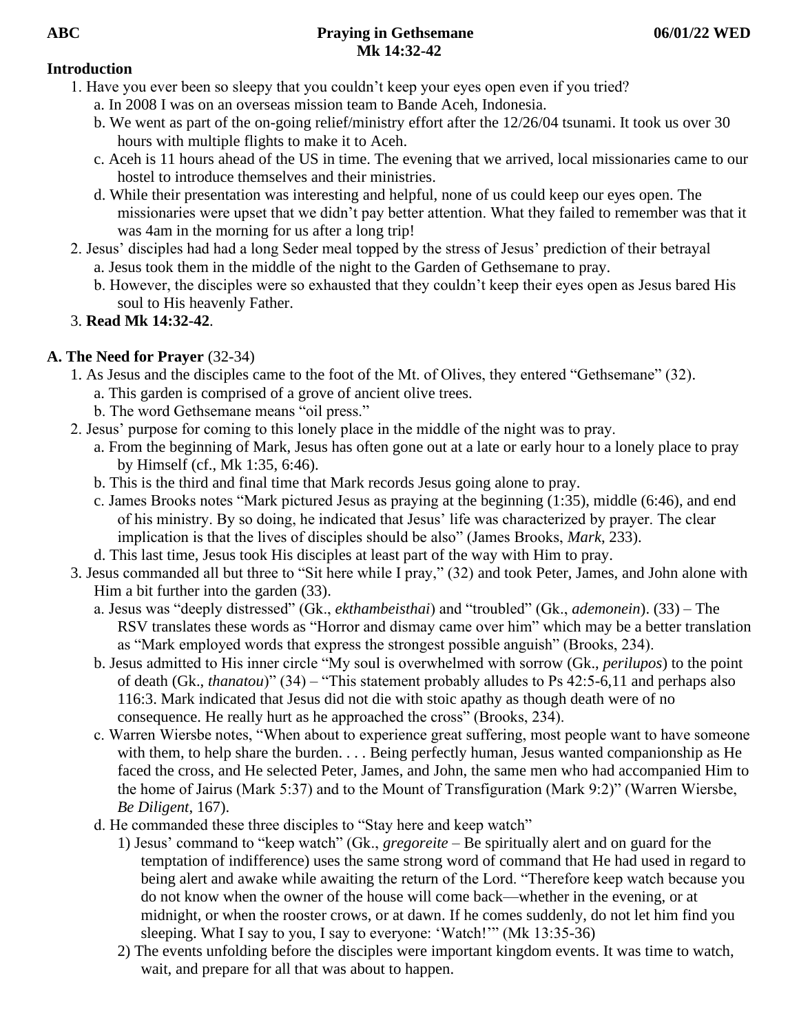**ABC** **Praying in Gethsemane** **06/01/22 WED**

**Mk 14:32-42**

**Introduction**

1. Have you ever been so sleepy that you couldn't keep your eyes open even if you tried?
   a. In 2008 I was on an overseas mission team to Bande Aceh, Indonesia.
   b. We went as part of the on-going relief/ministry effort after the 12/26/04 tsunami. It took us over 30 hours with multiple flights to make it to Aceh.
   c. Aceh is 11 hours ahead of the US in time. The evening that we arrived, local missionaries came to our hostel to introduce themselves and their ministries.
   d. While their presentation was interesting and helpful, none of us could keep our eyes open. The missionaries were upset that we didn't pay better attention. What they failed to remember was that it was 4am in the morning for us after a long trip!
2. Jesus' disciples had had a long Seder meal topped by the stress of Jesus' prediction of their betrayal
   a. Jesus took them in the middle of the night to the Garden of Gethsemane to pray.
   b. However, the disciples were so exhausted that they couldn't keep their eyes open as Jesus bared His soul to His heavenly Father.
3. **Read Mk 14:32-42**.

**A. The Need for Prayer** (32-34)

1. As Jesus and the disciples came to the foot of the Mt. of Olives, they entered "Gethsemane" (32).
   a. This garden is comprised of a grove of ancient olive trees.
   b. The word Gethsemane means "oil press."
2. Jesus' purpose for coming to this lonely place in the middle of the night was to pray.
   a. From the beginning of Mark, Jesus has often gone out at a late or early hour to a lonely place to pray by Himself (cf., Mk 1:35, 6:46).
   b. This is the third and final time that Mark records Jesus going alone to pray.
   c. James Brooks notes "Mark pictured Jesus as praying at the beginning (1:35), middle (6:46), and end of his ministry. By so doing, he indicated that Jesus' life was characterized by prayer. The clear implication is that the lives of disciples should be also" (James Brooks, *Mark*, 233).
   d. This last time, Jesus took His disciples at least part of the way with Him to pray.
3. Jesus commanded all but three to "Sit here while I pray," (32) and took Peter, James, and John alone with Him a bit further into the garden (33).
   a. Jesus was "deeply distressed" (Gk., *ekthambeisthai*) and "troubled" (Gk., *ademonein*). (33) – The RSV translates these words as "Horror and dismay came over him" which may be a better translation as "Mark employed words that express the strongest possible anguish" (Brooks, 234).
   b. Jesus admitted to His inner circle "My soul is overwhelmed with sorrow (Gk., *perilupos*) to the point of death (Gk., *thanatou*)" (34) – "This statement probably alludes to Ps 42:5-6,11 and perhaps also 116:3. Mark indicated that Jesus did not die with stoic apathy as though death were of no consequence. He really hurt as he approached the cross" (Brooks, 234).
   c. Warren Wiersbe notes, "When about to experience great suffering, most people want to have someone with them, to help share the burden. . . . Being perfectly human, Jesus wanted companionship as He faced the cross, and He selected Peter, James, and John, the same men who had accompanied Him to the home of Jairus (Mark 5:37) and to the Mount of Transfiguration (Mark 9:2)" (Warren Wiersbe, *Be Diligent*, 167).
   d. He commanded these three disciples to "Stay here and keep watch"
      1) Jesus' command to "keep watch" (Gk., *gregoreite* – Be spiritually alert and on guard for the temptation of indifference) uses the same strong word of command that He had used in regard to being alert and awake while awaiting the return of the Lord. "Therefore keep watch because you do not know when the owner of the house will come back—whether in the evening, or at midnight, or when the rooster crows, or at dawn. If he comes suddenly, do not let him find you sleeping. What I say to you, I say to everyone: 'Watch!'" (Mk 13:35-36)
      2) The events unfolding before the disciples were important kingdom events. It was time to watch, wait, and prepare for all that was about to happen.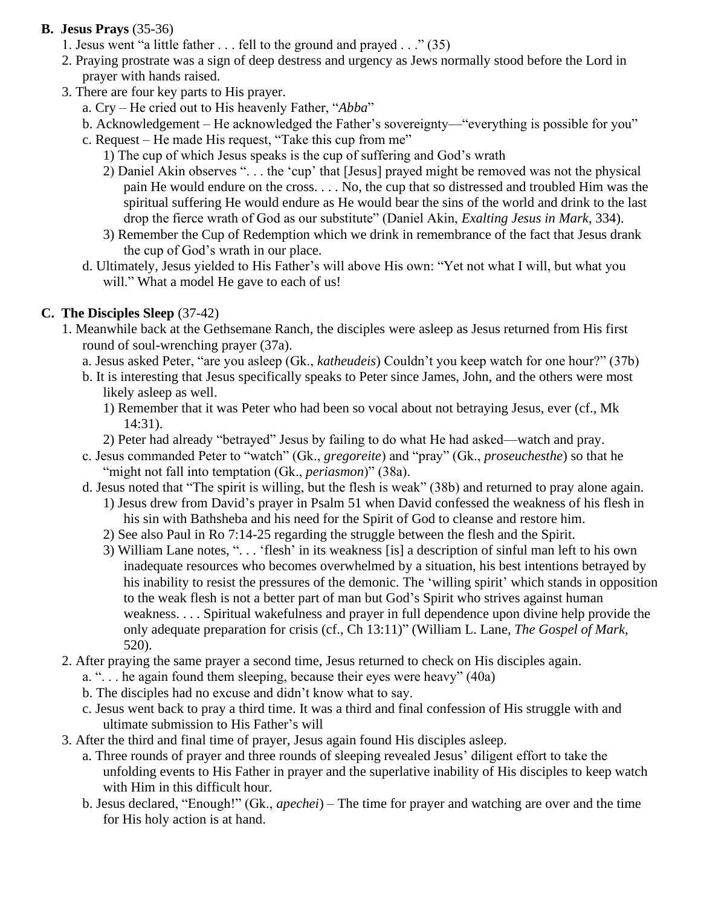**B. Jesus Prays** (35-36)

1. Jesus went "a little father . . . fell to the ground and prayed . . ." (35)
2. Praying prostrate was a sign of deep destress and urgency as Jews normally stood before the Lord in prayer with hands raised.
3. There are four key parts to His prayer.
   a. Cry – He cried out to His heavenly Father, "*Abba*"
   b. Acknowledgement – He acknowledged the Father's sovereignty—"everything is possible for you"
   c. Request – He made His request, "Take this cup from me"
      1) The cup of which Jesus speaks is the cup of suffering and God's wrath
      2) Daniel Akin observes ". . . the 'cup' that [Jesus] prayed might be removed was not the physical pain He would endure on the cross. . . . No, the cup that so distressed and troubled Him was the spiritual suffering He would endure as He would bear the sins of the world and drink to the last drop the fierce wrath of God as our substitute" (Daniel Akin, *Exalting Jesus in Mark*, 334).
      3) Remember the Cup of Redemption which we drink in remembrance of the fact that Jesus drank the cup of God's wrath in our place.
   d. Ultimately, Jesus yielded to His Father's will above His own: "Yet not what I will, but what you will." What a model He gave to each of us!

**C. The Disciples Sleep** (37-42)

1. Meanwhile back at the Gethsemane Ranch, the disciples were asleep as Jesus returned from His first round of soul-wrenching prayer (37a).
   a. Jesus asked Peter, "are you asleep (Gk., *katheudeis*) Couldn't you keep watch for one hour?" (37b)
   b. It is interesting that Jesus specifically speaks to Peter since James, John, and the others were most likely asleep as well.
      1) Remember that it was Peter who had been so vocal about not betraying Jesus, ever (cf., Mk 14:31).
      2) Peter had already "betrayed" Jesus by failing to do what He had asked—watch and pray.
   c. Jesus commanded Peter to "watch" (Gk., *gregoreite*) and "pray" (Gk., *proseuchesthe*) so that he "might not fall into temptation (Gk., *periasmon*)" (38a).
   d. Jesus noted that "The spirit is willing, but the flesh is weak" (38b) and returned to pray alone again.
      1) Jesus drew from David's prayer in Psalm 51 when David confessed the weakness of his flesh in his sin with Bathsheba and his need for the Spirit of God to cleanse and restore him.
      2) See also Paul in Ro 7:14-25 regarding the struggle between the flesh and the Spirit.
      3) William Lane notes, ". . . 'flesh' in its weakness [is] a description of sinful man left to his own inadequate resources who becomes overwhelmed by a situation, his best intentions betrayed by his inability to resist the pressures of the demonic. The 'willing spirit' which stands in opposition to the weak flesh is not a better part of man but God's Spirit who strives against human weakness. . . . Spiritual wakefulness and prayer in full dependence upon divine help provide the only adequate preparation for crisis (cf., Ch 13:11)" (William L. Lane, *The Gospel of Mark*, 520).
2. After praying the same prayer a second time, Jesus returned to check on His disciples again.
   a. ". . . he again found them sleeping, because their eyes were heavy" (40a)
   b. The disciples had no excuse and didn't know what to say.
   c. Jesus went back to pray a third time. It was a third and final confession of His struggle with and ultimate submission to His Father's will
3. After the third and final time of prayer, Jesus again found His disciples asleep.
   a. Three rounds of prayer and three rounds of sleeping revealed Jesus' diligent effort to take the unfolding events to His Father in prayer and the superlative inability of His disciples to keep watch with Him in this difficult hour.
   b. Jesus declared, "Enough!" (Gk., *apechei*) – The time for prayer and watching are over and the time for His holy action is at hand.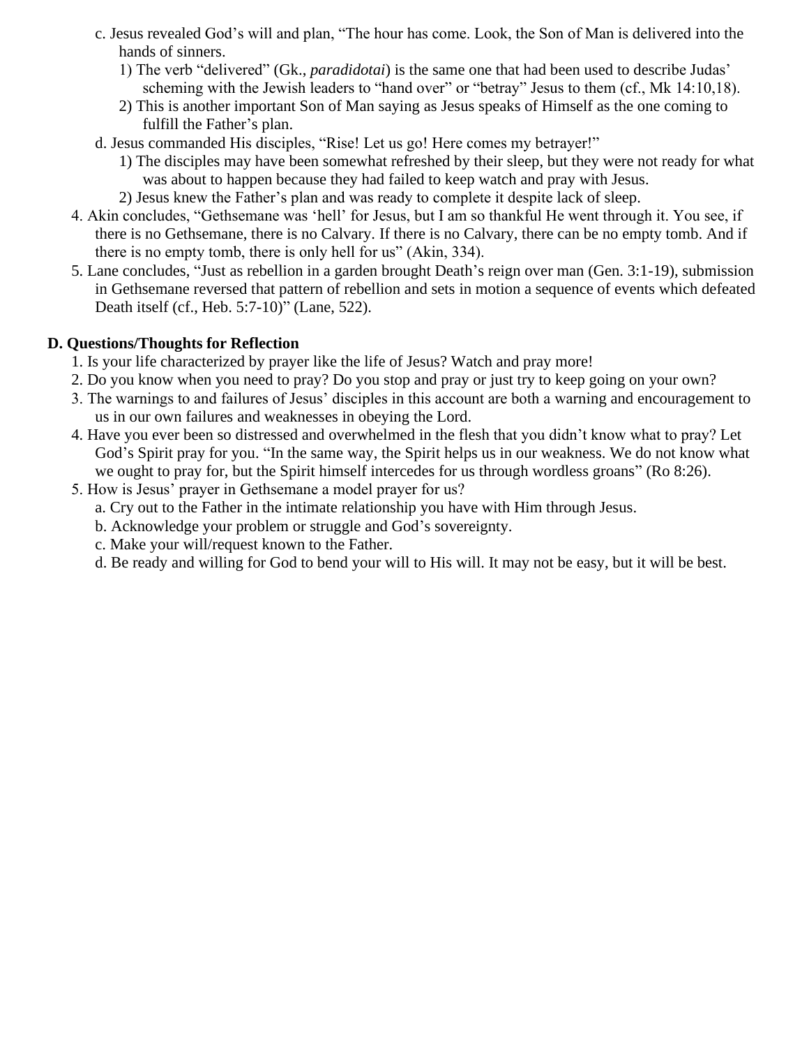c. Jesus revealed God's will and plan, "The hour has come. Look, the Son of Man is delivered into the hands of sinners.

1) The verb "delivered" (Gk., *paradidotai*) is the same one that had been used to describe Judas' scheming with the Jewish leaders to "hand over" or "betray" Jesus to them (cf., Mk 14:10,18).

2) This is another important Son of Man saying as Jesus speaks of Himself as the one coming to fulfill the Father's plan.

d. Jesus commanded His disciples, "Rise! Let us go! Here comes my betrayer!"

1) The disciples may have been somewhat refreshed by their sleep, but they were not ready for what was about to happen because they had failed to keep watch and pray with Jesus.

2) Jesus knew the Father's plan and was ready to complete it despite lack of sleep.

4. Akin concludes, "Gethsemane was 'hell' for Jesus, but I am so thankful He went through it. You see, if there is no Gethsemane, there is no Calvary. If there is no Calvary, there can be no empty tomb. And if there is no empty tomb, there is only hell for us" (Akin, 334).

5. Lane concludes, "Just as rebellion in a garden brought Death's reign over man (Gen. 3:1-19), submission in Gethsemane reversed that pattern of rebellion and sets in motion a sequence of events which defeated Death itself (cf., Heb. 5:7-10)" (Lane, 522).

**D. Questions/Thoughts for Reflection**

1. Is your life characterized by prayer like the life of Jesus? Watch and pray more!
2. Do you know when you need to pray? Do you stop and pray or just try to keep going on your own?
3. The warnings to and failures of Jesus' disciples in this account are both a warning and encouragement to us in our own failures and weaknesses in obeying the Lord.
4. Have you ever been so distressed and overwhelmed in the flesh that you didn't know what to pray? Let God's Spirit pray for you. "In the same way, the Spirit helps us in our weakness. We do not know what we ought to pray for, but the Spirit himself intercedes for us through wordless groans" (Ro 8:26).
5. How is Jesus' prayer in Gethsemane a model prayer for us?
   a. Cry out to the Father in the intimate relationship you have with Him through Jesus.
   b. Acknowledge your problem or struggle and God's sovereignty.
   c. Make your will/request known to the Father.
   d. Be ready and willing for God to bend your will to His will. It may not be easy, but it will be best.